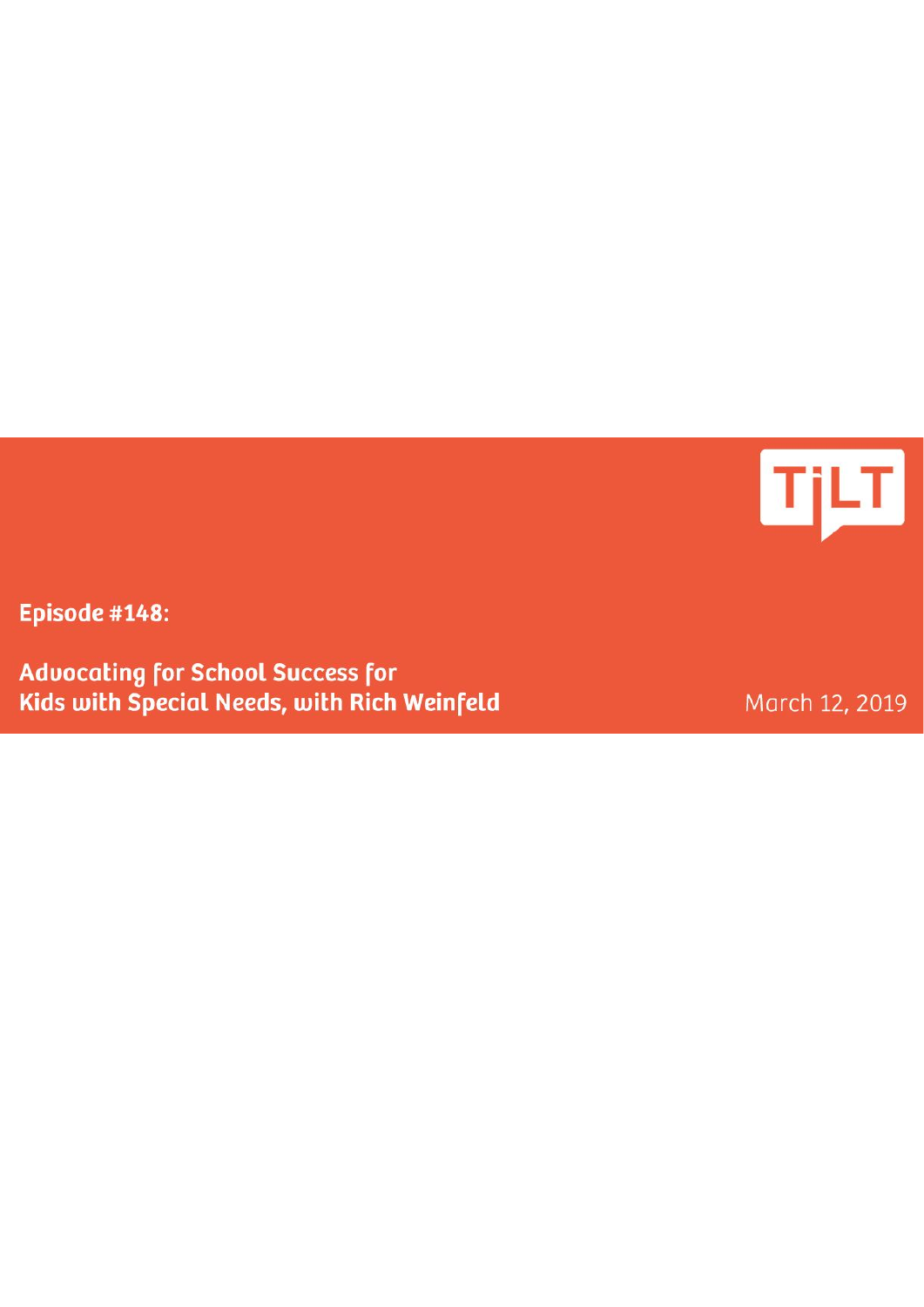TiLT

**Episode #148:**

# Advocating for School Success for Kids with Special Needs, with Rich Weinfeld

March 12, 2019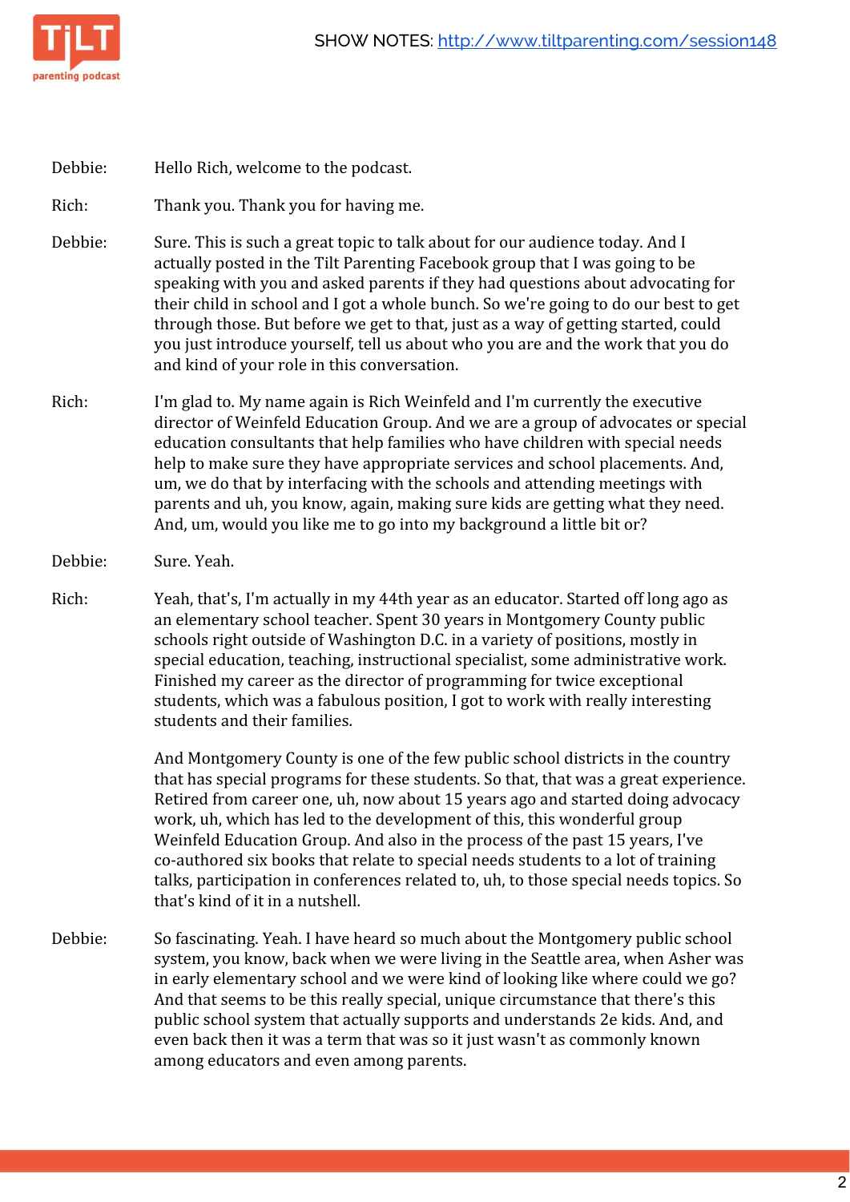Debbie: Hello Rich, welcome to the podcast.

Rich: Thank you. Thank you for having me.

Debbie: Sure. This is such a great topic to talk about for our audience today. And I actually posted in the Tilt Parenting Facebook group that I was going to be speaking with you and asked parents if they had questions about advocating for their child in school and I got a whole bunch. So we're going to do our best to get through those. But before we get to that, just as a way of getting started, could you just introduce yourself, tell us about who you are and the work that you do and kind of your role in this conversation.

Rich: I'm glad to. My name again is Rich Weinfeld and I'm currently the executive director of Weinfeld Education Group. And we are a group of advocates or special education consultants that help families who have children with special needs help to make sure they have appropriate services and school placements. And, um, we do that by interfacing with the schools and attending meetings with parents and uh, you know, again, making sure kids are getting what they need. And, um, would you like me to go into my background a little bit or?

Debbie: Sure. Yeah.

Rich: Yeah, that's, I'm actually in my 44th year as an educator. Started off long ago as an elementary school teacher. Spent 30 years in Montgomery County public schools right outside of Washington D.C. in a variety of positions, mostly in special education, teaching, instructional specialist, some administrative work. Finished my career as the director of programming for twice exceptional students, which was a fabulous position, I got to work with really interesting students and their families.

And Montgomery County is one of the few public school districts in the country that has special programs for these students. So that, that was a great experience. Retired from career one, uh, now about 15 years ago and started doing advocacy work, uh, which has led to the development of this, this wonderful group Weinfeld Education Group. And also in the process of the past 15 years, I've co-authored six books that relate to special needs students to a lot of training talks, participation in conferences related to, uh, to those special needs topics. So that's kind of it in a nutshell.

Debbie: So fascinating. Yeah. I have heard so much about the Montgomery public school system, you know, back when we were living in the Seattle area, when Asher was in early elementary school and we were kind of looking like where could we go? And that seems to be this really special, unique circumstance that there's this public school system that actually supports and understands 2e kids. And, and even back then it was a term that was so it just wasn't as commonly known among educators and even among parents.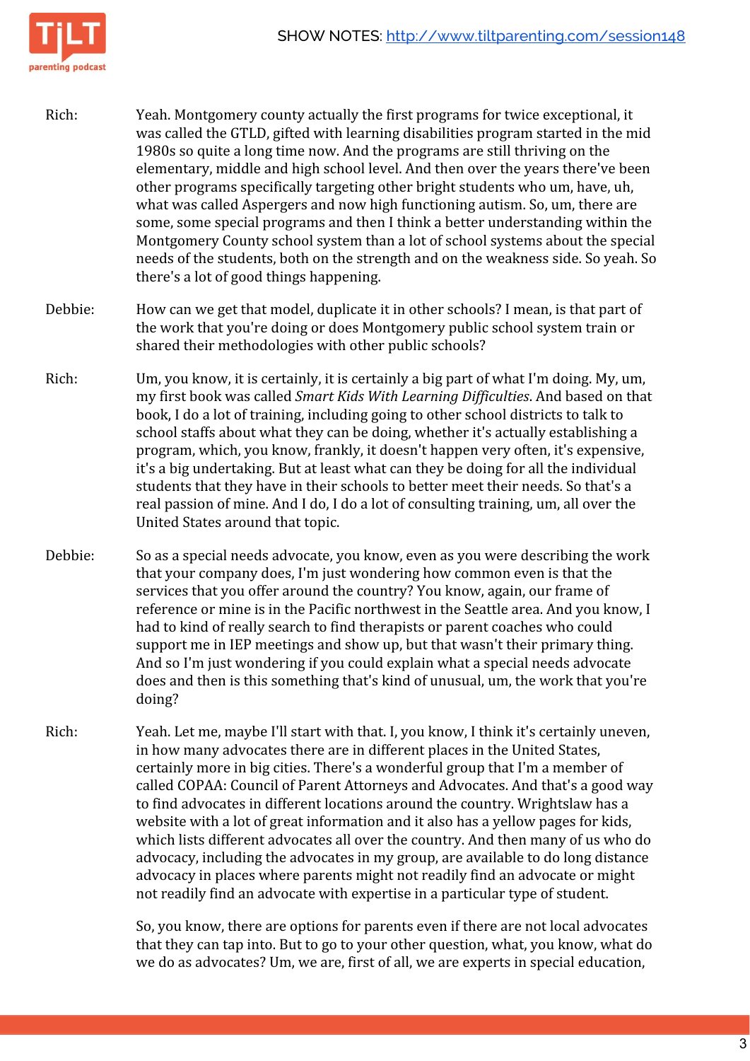Rich: Yeah. Montgomery county actually the first programs for twice exceptional, it was called the GTLD, gifted with learning disabilities program started in the mid 1980s so quite a long time now. And the programs are still thriving on the elementary, middle and high school level. And then over the years there've been other programs specifically targeting other bright students who um, have, uh, what was called Aspergers and now high functioning autism. So, um, there are some, some special programs and then I think a better understanding within the Montgomery County school system than a lot of school systems about the special needs of the students, both on the strength and on the weakness side. So yeah. So there's a lot of good things happening.

Debbie: How can we get that model, duplicate it in other schools? I mean, is that part of the work that you're doing or does Montgomery public school system train or shared their methodologies with other public schools?

Rich: Um, you know, it is certainly, it is certainly a big part of what I'm doing. My, um, my first book was called *Smart Kids With Learning Difficulties*. And based on that book, I do a lot of training, including going to other school districts to talk to school staffs about what they can be doing, whether it's actually establishing a program, which, you know, frankly, it doesn't happen very often, it's expensive, it's a big undertaking. But at least what can they be doing for all the individual students that they have in their schools to better meet their needs. So that's a real passion of mine. And I do, I do a lot of consulting training, um, all over the United States around that topic.

Debbie: So as a special needs advocate, you know, even as you were describing the work that your company does, I'm just wondering how common even is that the services that you offer around the country? You know, again, our frame of reference or mine is in the Pacific northwest in the Seattle area. And you know, I had to kind of really search to find therapists or parent coaches who could support me in IEP meetings and show up, but that wasn't their primary thing. And so I'm just wondering if you could explain what a special needs advocate does and then is this something that's kind of unusual, um, the work that you're doing?

Rich: Yeah. Let me, maybe I'll start with that. I, you know, I think it's certainly uneven, in how many advocates there are in different places in the United States, certainly more in big cities. There's a wonderful group that I'm a member of called COPAA: Council of Parent Attorneys and Advocates. And that's a good way to find advocates in different locations around the country. Wrightslaw has a website with a lot of great information and it also has a yellow pages for kids, which lists different advocates all over the country. And then many of us who do advocacy, including the advocates in my group, are available to do long distance advocacy in places where parents might not readily find an advocate or might not readily find an advocate with expertise in a particular type of student.

So, you know, there are options for parents even if there are not local advocates that they can tap into. But to go to your other question, what, you know, what do we do as advocates? Um, we are, first of all, we are experts in special education,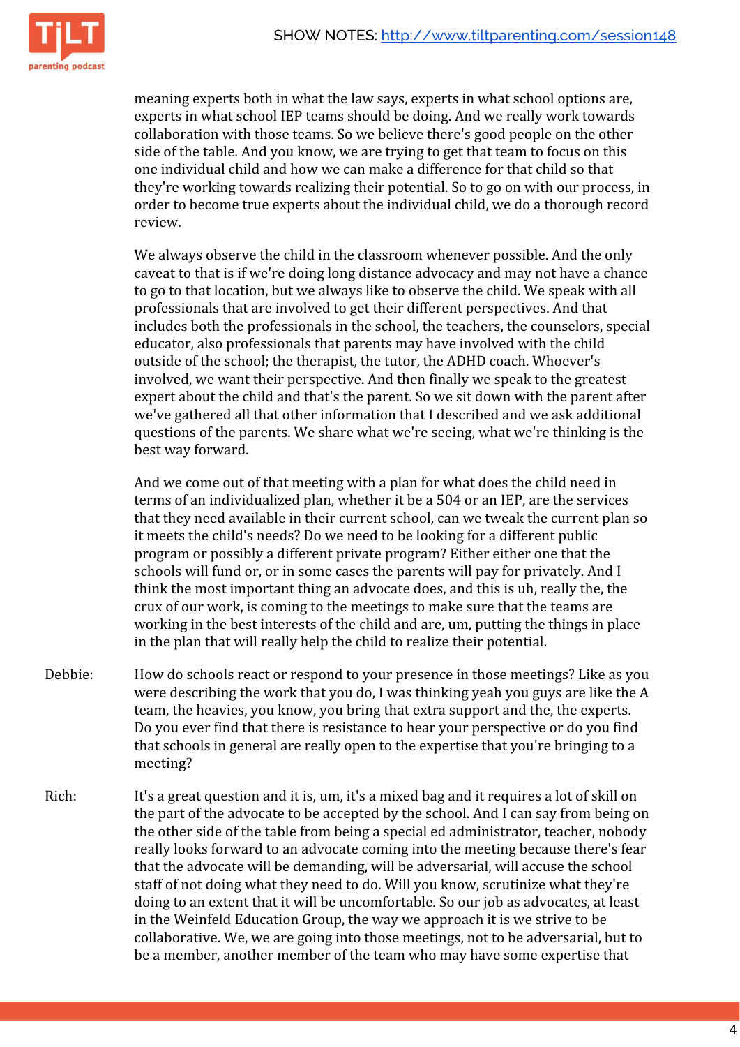meaning experts both in what the law says, experts in what school options are, experts in what school IEP teams should be doing. And we really work towards collaboration with those teams. So we believe there's good people on the other side of the table. And you know, we are trying to get that team to focus on this one individual child and how we can make a difference for that child so that they're working towards realizing their potential. So to go on with our process, in order to become true experts about the individual child, we do a thorough record review.

We always observe the child in the classroom whenever possible. And the only caveat to that is if we're doing long distance advocacy and may not have a chance to go to that location, but we always like to observe the child. We speak with all professionals that are involved to get their different perspectives. And that includes both the professionals in the school, the teachers, the counselors, special educator, also professionals that parents may have involved with the child outside of the school; the therapist, the tutor, the ADHD coach. Whoever's involved, we want their perspective. And then finally we speak to the greatest expert about the child and that's the parent. So we sit down with the parent after we've gathered all that other information that I described and we ask additional questions of the parents. We share what we're seeing, what we're thinking is the best way forward.

And we come out of that meeting with a plan for what does the child need in terms of an individualized plan, whether it be a 504 or an IEP, are the services that they need available in their current school, can we tweak the current plan so it meets the child's needs? Do we need to be looking for a different public program or possibly a different private program? Either either one that the schools will fund or, or in some cases the parents will pay for privately. And I think the most important thing an advocate does, and this is uh, really the, the crux of our work, is coming to the meetings to make sure that the teams are working in the best interests of the child and are, um, putting the things in place in the plan that will really help the child to realize their potential.

Debbie: How do schools react or respond to your presence in those meetings? Like as you were describing the work that you do, I was thinking yeah you guys are like the A team, the heavies, you know, you bring that extra support and the, the experts. Do you ever find that there is resistance to hear your perspective or do you find that schools in general are really open to the expertise that you're bringing to a meeting?

Rich: It's a great question and it is, um, it's a mixed bag and it requires a lot of skill on the part of the advocate to be accepted by the school. And I can say from being on the other side of the table from being a special ed administrator, teacher, nobody really looks forward to an advocate coming into the meeting because there's fear that the advocate will be demanding, will be adversarial, will accuse the school staff of not doing what they need to do. Will you know, scrutinize what they're doing to an extent that it will be uncomfortable. So our job as advocates, at least in the Weinfeld Education Group, the way we approach it is we strive to be collaborative. We, we are going into those meetings, not to be adversarial, but to be a member, another member of the team who may have some expertise that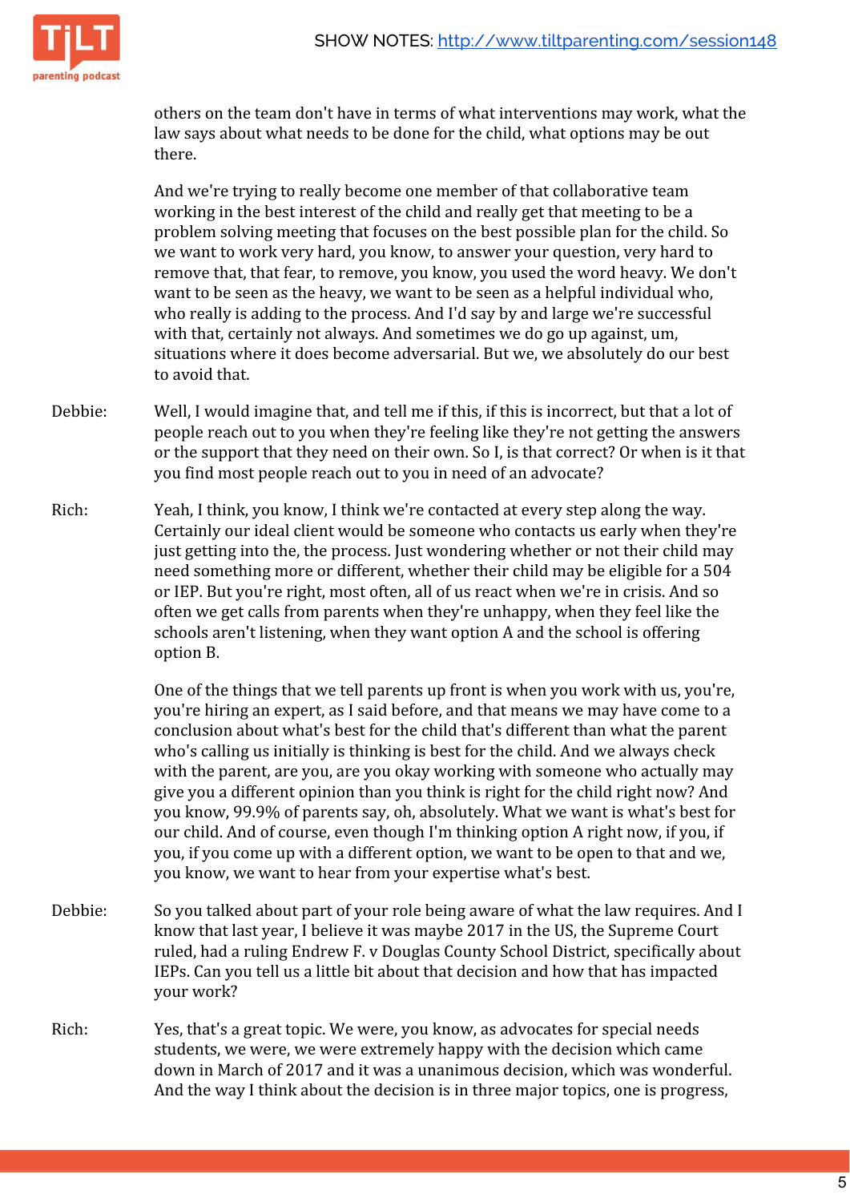others on the team don't have in terms of what interventions may work, what the law says about what needs to be done for the child, what options may be out there.

And we're trying to really become one member of that collaborative team working in the best interest of the child and really get that meeting to be a problem solving meeting that focuses on the best possible plan for the child. So we want to work very hard, you know, to answer your question, very hard to remove that, that fear, to remove, you know, you used the word heavy. We don't want to be seen as the heavy, we want to be seen as a helpful individual who, who really is adding to the process. And I'd say by and large we're successful with that, certainly not always. And sometimes we do go up against, um, situations where it does become adversarial. But we, we absolutely do our best to avoid that.

Debbie: Well, I would imagine that, and tell me if this, if this is incorrect, but that a lot of people reach out to you when they're feeling like they're not getting the answers or the support that they need on their own. So I, is that correct? Or when is it that you find most people reach out to you in need of an advocate?

Rich: Yeah, I think, you know, I think we're contacted at every step along the way. Certainly our ideal client would be someone who contacts us early when they're just getting into the, the process. Just wondering whether or not their child may need something more or different, whether their child may be eligible for a 504 or IEP. But you're right, most often, all of us react when we're in crisis. And so often we get calls from parents when they're unhappy, when they feel like the schools aren't listening, when they want option A and the school is offering option B.

One of the things that we tell parents up front is when you work with us, you're, you're hiring an expert, as I said before, and that means we may have come to a conclusion about what's best for the child that's different than what the parent who's calling us initially is thinking is best for the child. And we always check with the parent, are you, are you okay working with someone who actually may give you a different opinion than you think is right for the child right now? And you know, 99.9% of parents say, oh, absolutely. What we want is what's best for our child. And of course, even though I'm thinking option A right now, if you, if you, if you come up with a different option, we want to be open to that and we, you know, we want to hear from your expertise what's best.

Debbie: So you talked about part of your role being aware of what the law requires. And I know that last year, I believe it was maybe 2017 in the US, the Supreme Court ruled, had a ruling Endrew F. v Douglas County School District, specifically about IEPs. Can you tell us a little bit about that decision and how that has impacted your work?

Rich: Yes, that's a great topic. We were, you know, as advocates for special needs students, we were, we were extremely happy with the decision which came down in March of 2017 and it was a unanimous decision, which was wonderful. And the way I think about the decision is in three major topics, one is progress,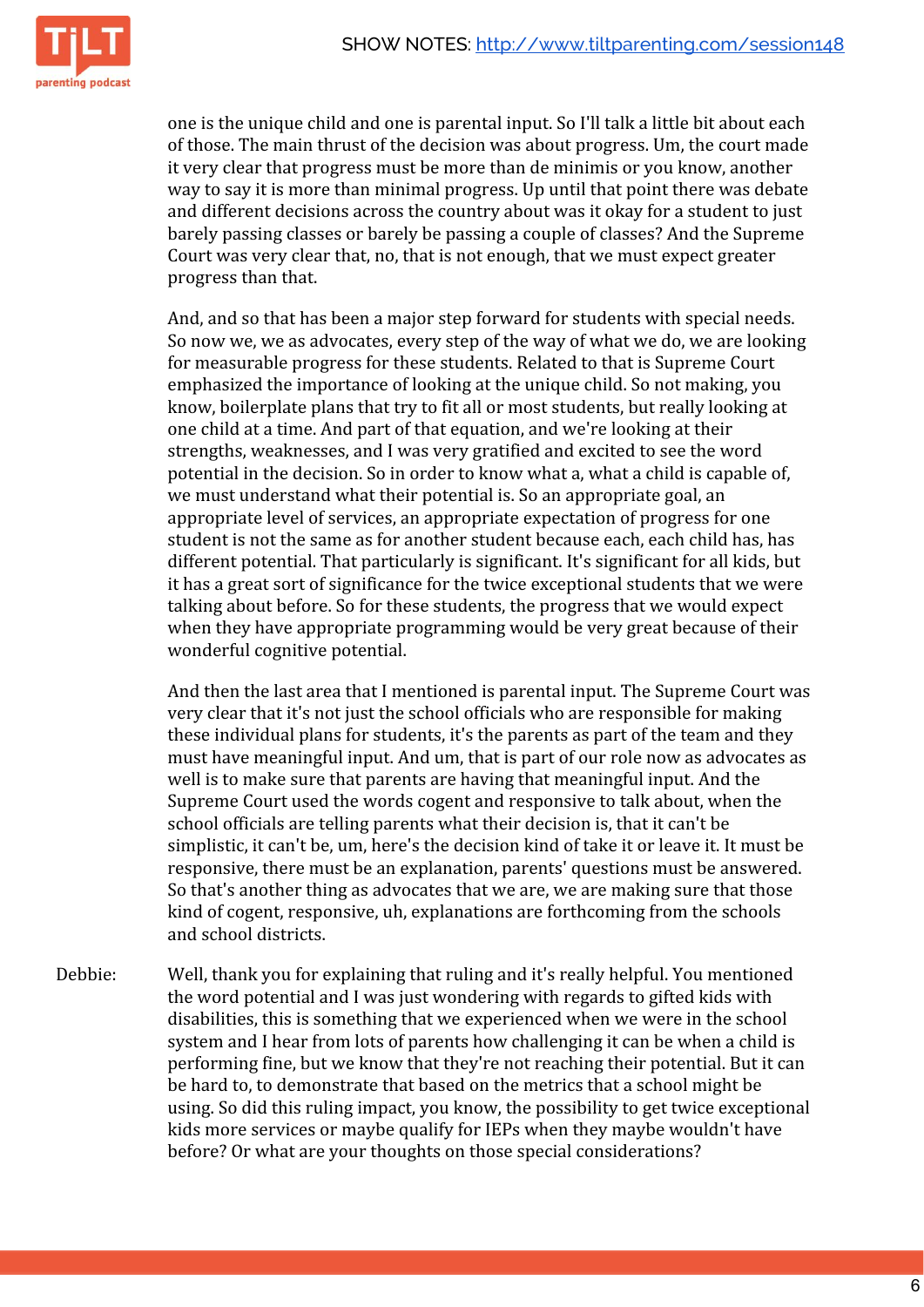one is the unique child and one is parental input. So I'll talk a little bit about each of those. The main thrust of the decision was about progress. Um, the court made it very clear that progress must be more than de minimis or you know, another way to say it is more than minimal progress. Up until that point there was debate and different decisions across the country about was it okay for a student to just barely passing classes or barely be passing a couple of classes? And the Supreme Court was very clear that, no, that is not enough, that we must expect greater progress than that.

And, and so that has been a major step forward for students with special needs. So now we, we as advocates, every step of the way of what we do, we are looking for measurable progress for these students. Related to that is Supreme Court emphasized the importance of looking at the unique child. So not making, you know, boilerplate plans that try to fit all or most students, but really looking at one child at a time. And part of that equation, and we're looking at their strengths, weaknesses, and I was very gratified and excited to see the word potential in the decision. So in order to know what a, what a child is capable of, we must understand what their potential is. So an appropriate goal, an appropriate level of services, an appropriate expectation of progress for one student is not the same as for another student because each, each child has, has different potential. That particularly is significant. It's significant for all kids, but it has a great sort of significance for the twice exceptional students that we were talking about before. So for these students, the progress that we would expect when they have appropriate programming would be very great because of their wonderful cognitive potential.

And then the last area that I mentioned is parental input. The Supreme Court was very clear that it's not just the school officials who are responsible for making these individual plans for students, it's the parents as part of the team and they must have meaningful input. And um, that is part of our role now as advocates as well is to make sure that parents are having that meaningful input. And the Supreme Court used the words cogent and responsive to talk about, when the school officials are telling parents what their decision is, that it can't be simplistic, it can't be, um, here's the decision kind of take it or leave it. It must be responsive, there must be an explanation, parents' questions must be answered. So that's another thing as advocates that we are, we are making sure that those kind of cogent, responsive, uh, explanations are forthcoming from the schools and school districts.

Debbie: Well, thank you for explaining that ruling and it's really helpful. You mentioned the word potential and I was just wondering with regards to gifted kids with disabilities, this is something that we experienced when we were in the school system and I hear from lots of parents how challenging it can be when a child is performing fine, but we know that they're not reaching their potential. But it can be hard to, to demonstrate that based on the metrics that a school might be using. So did this ruling impact, you know, the possibility to get twice exceptional kids more services or maybe qualify for IEPs when they maybe wouldn't have before? Or what are your thoughts on those special considerations?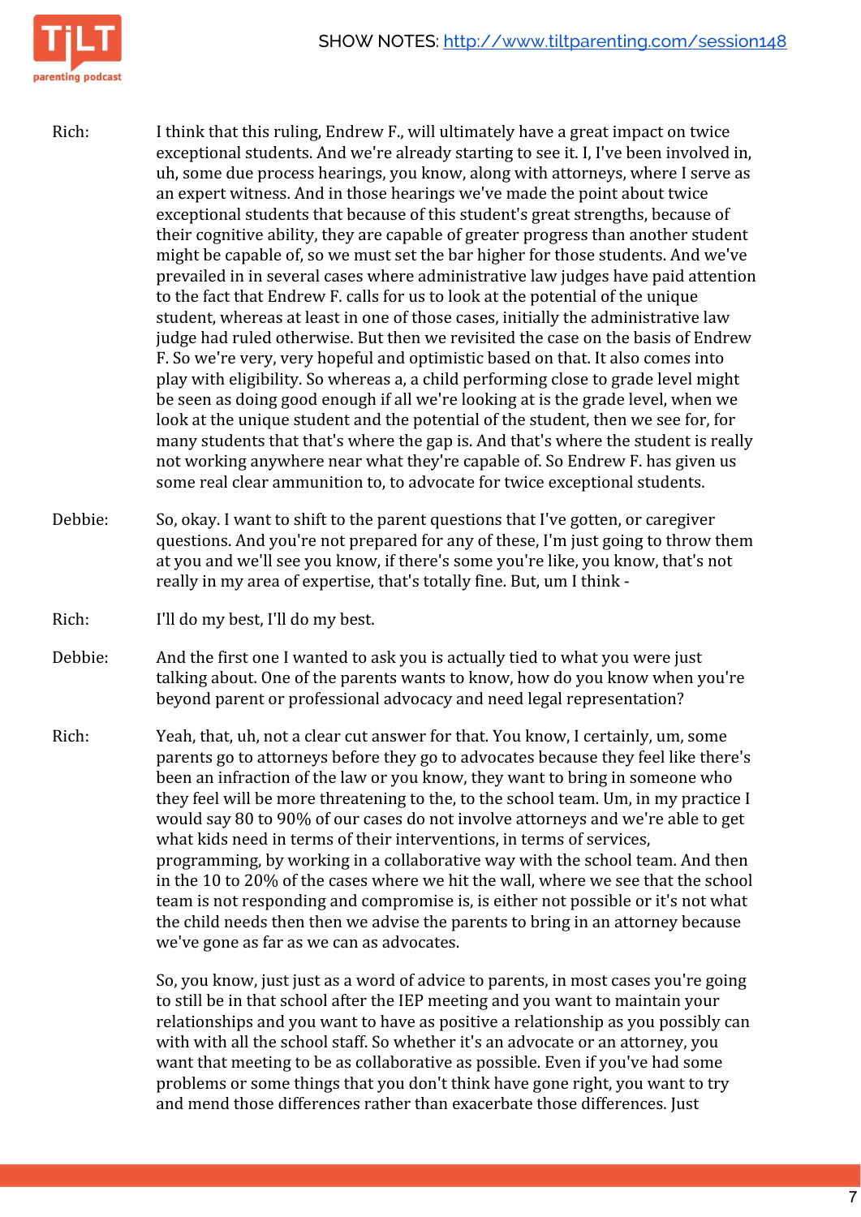Rich: I think that this ruling, Endrew F., will ultimately have a great impact on twice exceptional students. And we're already starting to see it. I, I've been involved in, uh, some due process hearings, you know, along with attorneys, where I serve as an expert witness. And in those hearings we've made the point about twice exceptional students that because of this student's great strengths, because of their cognitive ability, they are capable of greater progress than another student might be capable of, so we must set the bar higher for those students. And we've prevailed in in several cases where administrative law judges have paid attention to the fact that Endrew F. calls for us to look at the potential of the unique student, whereas at least in one of those cases, initially the administrative law judge had ruled otherwise. But then we revisited the case on the basis of Endrew F. So we're very, very hopeful and optimistic based on that. It also comes into play with eligibility. So whereas a, a child performing close to grade level might be seen as doing good enough if all we're looking at is the grade level, when we look at the unique student and the potential of the student, then we see for, for many students that that's where the gap is. And that's where the student is really not working anywhere near what they're capable of. So Endrew F. has given us some real clear ammunition to, to advocate for twice exceptional students.

Debbie: So, okay. I want to shift to the parent questions that I've gotten, or caregiver questions. And you're not prepared for any of these, I'm just going to throw them at you and we'll see you know, if there's some you're like, you know, that's not really in my area of expertise, that's totally fine. But, um I think -

Rich: I'll do my best, I'll do my best.

Debbie: And the first one I wanted to ask you is actually tied to what you were just talking about. One of the parents wants to know, how do you know when you're beyond parent or professional advocacy and need legal representation?

Rich: Yeah, that, uh, not a clear cut answer for that. You know, I certainly, um, some parents go to attorneys before they go to advocates because they feel like there's been an infraction of the law or you know, they want to bring in someone who they feel will be more threatening to the, to the school team. Um, in my practice I would say 80 to 90% of our cases do not involve attorneys and we're able to get what kids need in terms of their interventions, in terms of services, programming, by working in a collaborative way with the school team. And then in the 10 to 20% of the cases where we hit the wall, where we see that the school team is not responding and compromise is, is either not possible or it's not what the child needs then then we advise the parents to bring in an attorney because we've gone as far as we can as advocates.

So, you know, just just as a word of advice to parents, in most cases you're going to still be in that school after the IEP meeting and you want to maintain your relationships and you want to have as positive a relationship as you possibly can with with all the school staff. So whether it's an advocate or an attorney, you want that meeting to be as collaborative as possible. Even if you've had some problems or some things that you don't think have gone right, you want to try and mend those differences rather than exacerbate those differences. Just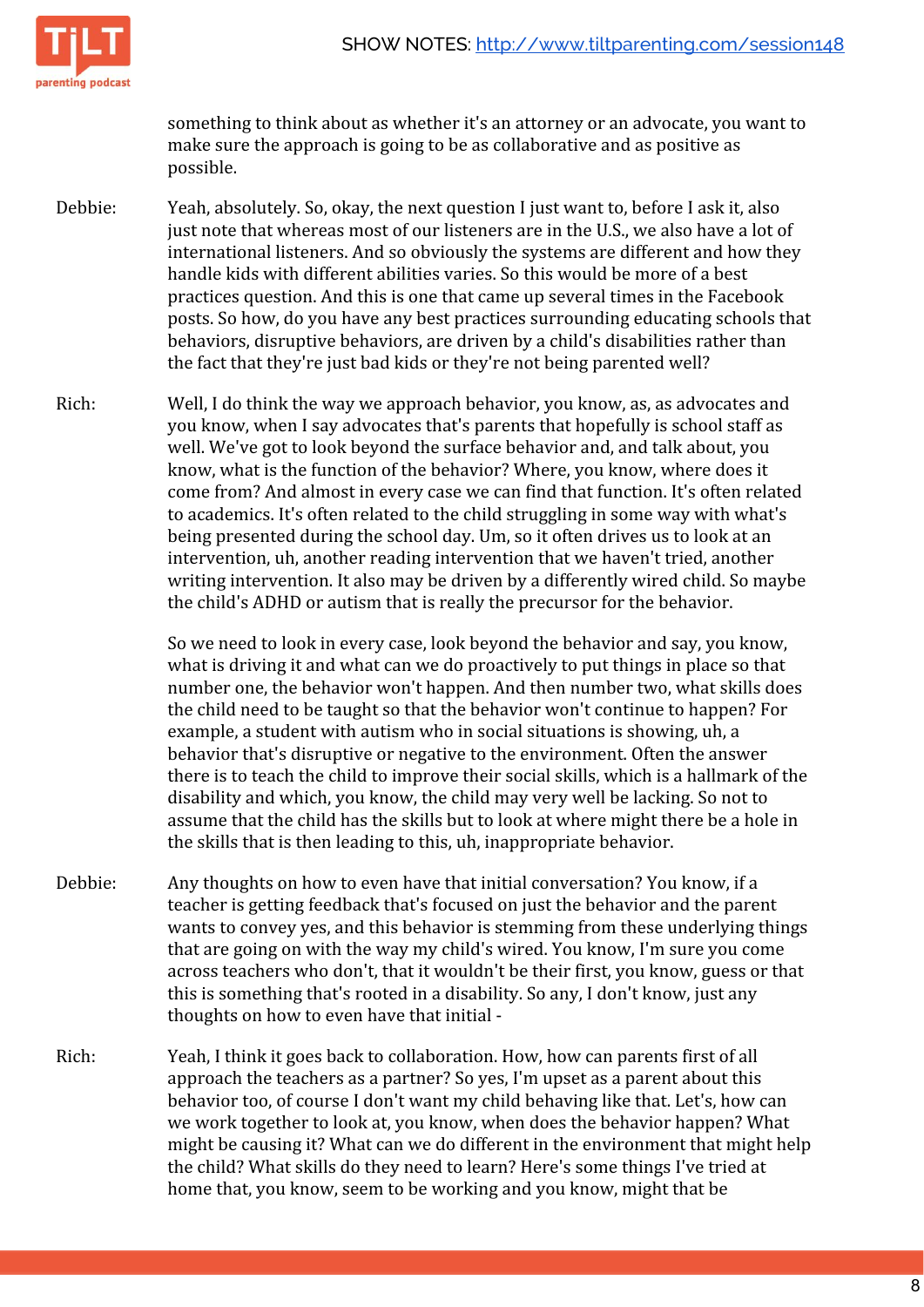something to think about as whether it's an attorney or an advocate, you want to make sure the approach is going to be as collaborative and as positive as possible.

Debbie: Yeah, absolutely. So, okay, the next question I just want to, before I ask it, also just note that whereas most of our listeners are in the U.S., we also have a lot of international listeners. And so obviously the systems are different and how they handle kids with different abilities varies. So this would be more of a best practices question. And this is one that came up several times in the Facebook posts. So how, do you have any best practices surrounding educating schools that behaviors, disruptive behaviors, are driven by a child's disabilities rather than the fact that they're just bad kids or they're not being parented well?

Rich: Well, I do think the way we approach behavior, you know, as, as advocates and you know, when I say advocates that's parents that hopefully is school staff as well. We've got to look beyond the surface behavior and, and talk about, you know, what is the function of the behavior? Where, you know, where does it come from? And almost in every case we can find that function. It's often related to academics. It's often related to the child struggling in some way with what's being presented during the school day. Um, so it often drives us to look at an intervention, uh, another reading intervention that we haven't tried, another writing intervention. It also may be driven by a differently wired child. So maybe the child's ADHD or autism that is really the precursor for the behavior.

So we need to look in every case, look beyond the behavior and say, you know, what is driving it and what can we do proactively to put things in place so that number one, the behavior won't happen. And then number two, what skills does the child need to be taught so that the behavior won't continue to happen? For example, a student with autism who in social situations is showing, uh, a behavior that's disruptive or negative to the environment. Often the answer there is to teach the child to improve their social skills, which is a hallmark of the disability and which, you know, the child may very well be lacking. So not to assume that the child has the skills but to look at where might there be a hole in the skills that is then leading to this, uh, inappropriate behavior.

Debbie: Any thoughts on how to even have that initial conversation? You know, if a teacher is getting feedback that's focused on just the behavior and the parent wants to convey yes, and this behavior is stemming from these underlying things that are going on with the way my child's wired. You know, I'm sure you come across teachers who don't, that it wouldn't be their first, you know, guess or that this is something that's rooted in a disability. So any, I don't know, just any thoughts on how to even have that initial -

Rich: Yeah, I think it goes back to collaboration. How, how can parents first of all approach the teachers as a partner? So yes, I'm upset as a parent about this behavior too, of course I don't want my child behaving like that. Let's, how can we work together to look at, you know, when does the behavior happen? What might be causing it? What can we do different in the environment that might help the child? What skills do they need to learn? Here's some things I've tried at home that, you know, seem to be working and you know, might that be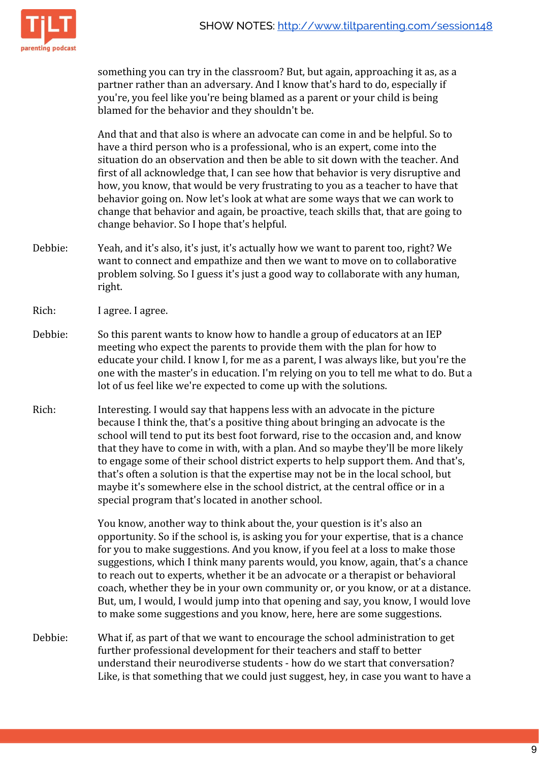something you can try in the classroom? But, but again, approaching it as, as a partner rather than an adversary. And I know that's hard to do, especially if you're, you feel like you're being blamed as a parent or your child is being blamed for the behavior and they shouldn't be.

And that and that also is where an advocate can come in and be helpful. So to have a third person who is a professional, who is an expert, come into the situation do an observation and then be able to sit down with the teacher. And first of all acknowledge that, I can see how that behavior is very disruptive and how, you know, that would be very frustrating to you as a teacher to have that behavior going on. Now let's look at what are some ways that we can work to change that behavior and again, be proactive, teach skills that, that are going to change behavior. So I hope that's helpful.

Debbie: Yeah, and it's also, it's just, it's actually how we want to parent too, right? We want to connect and empathize and then we want to move on to collaborative problem solving. So I guess it's just a good way to collaborate with any human, right.

Rich: I agree. I agree.

Debbie: So this parent wants to know how to handle a group of educators at an IEP meeting who expect the parents to provide them with the plan for how to educate your child. I know I, for me as a parent, I was always like, but you're the one with the master's in education. I'm relying on you to tell me what to do. But a lot of us feel like we're expected to come up with the solutions.

Rich: Interesting. I would say that happens less with an advocate in the picture because I think the, that's a positive thing about bringing an advocate is the school will tend to put its best foot forward, rise to the occasion and, and know that they have to come in with, with a plan. And so maybe they'll be more likely to engage some of their school district experts to help support them. And that's, that's often a solution is that the expertise may not be in the local school, but maybe it's somewhere else in the school district, at the central office or in a special program that's located in another school.

You know, another way to think about the, your question is it's also an opportunity. So if the school is, is asking you for your expertise, that is a chance for you to make suggestions. And you know, if you feel at a loss to make those suggestions, which I think many parents would, you know, again, that's a chance to reach out to experts, whether it be an advocate or a therapist or behavioral coach, whether they be in your own community or, or you know, or at a distance. But, um, I would, I would jump into that opening and say, you know, I would love to make some suggestions and you know, here, here are some suggestions.

Debbie: What if, as part of that we want to encourage the school administration to get further professional development for their teachers and staff to better understand their neurodiverse students - how do we start that conversation? Like, is that something that we could just suggest, hey, in case you want to have a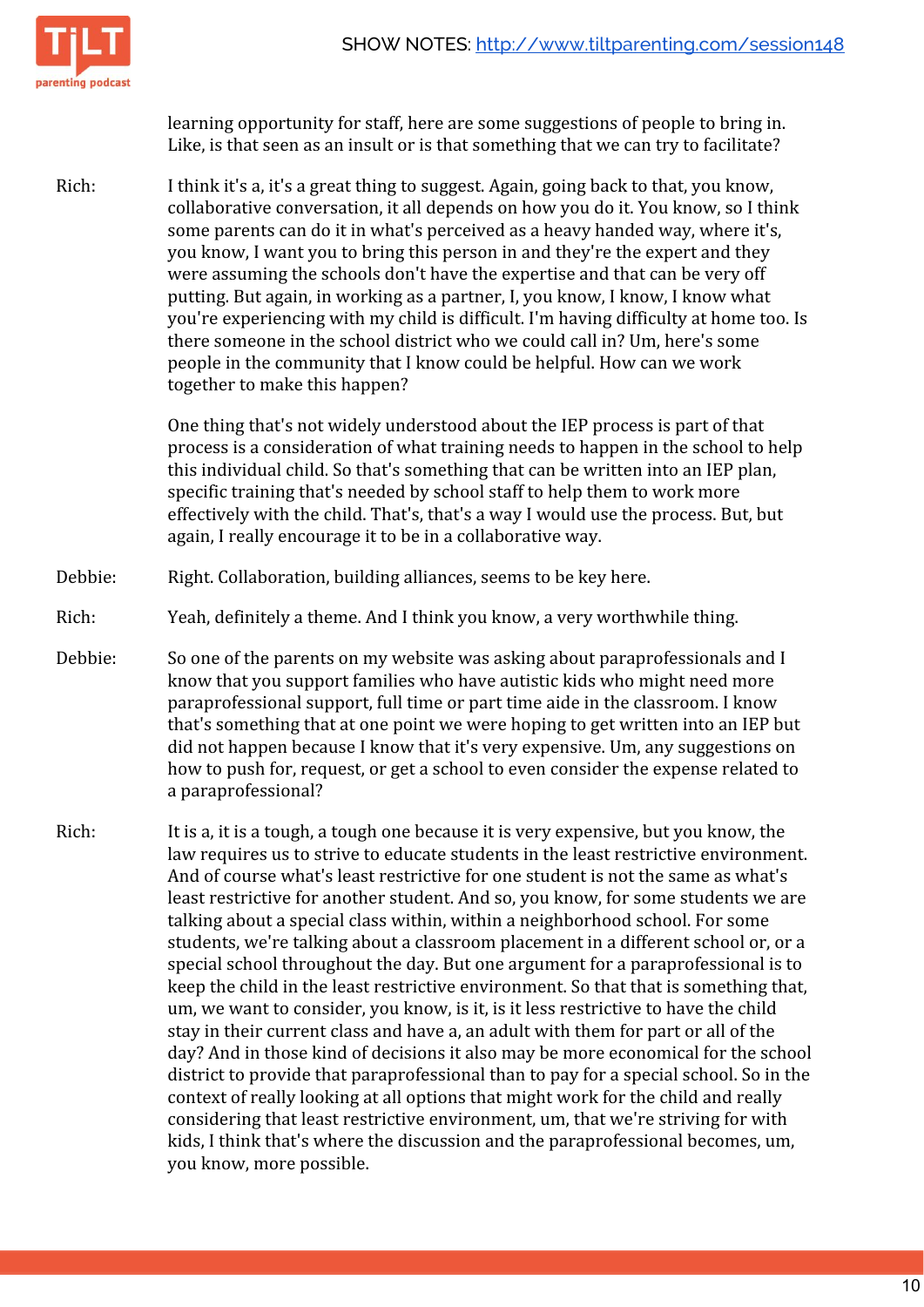learning opportunity for staff, here are some suggestions of people to bring in. Like, is that seen as an insult or is that something that we can try to facilitate?

Rich: I think it's a, it's a great thing to suggest. Again, going back to that, you know, collaborative conversation, it all depends on how you do it. You know, so I think some parents can do it in what's perceived as a heavy handed way, where it's, you know, I want you to bring this person in and they're the expert and they were assuming the schools don't have the expertise and that can be very off putting. But again, in working as a partner, I, you know, I know, I know what you're experiencing with my child is difficult. I'm having difficulty at home too. Is there someone in the school district who we could call in? Um, here's some people in the community that I know could be helpful. How can we work together to make this happen?

One thing that's not widely understood about the IEP process is part of that process is a consideration of what training needs to happen in the school to help this individual child. So that's something that can be written into an IEP plan, specific training that's needed by school staff to help them to work more effectively with the child. That's, that's a way I would use the process. But, but again, I really encourage it to be in a collaborative way.

Debbie: Right. Collaboration, building alliances, seems to be key here.

Rich: Yeah, definitely a theme. And I think you know, a very worthwhile thing.

Debbie: So one of the parents on my website was asking about paraprofessionals and I know that you support families who have autistic kids who might need more paraprofessional support, full time or part time aide in the classroom. I know that's something that at one point we were hoping to get written into an IEP but did not happen because I know that it's very expensive. Um, any suggestions on how to push for, request, or get a school to even consider the expense related to a paraprofessional?

Rich: It is a, it is a tough, a tough one because it is very expensive, but you know, the law requires us to strive to educate students in the least restrictive environment. And of course what's least restrictive for one student is not the same as what's least restrictive for another student. And so, you know, for some students we are talking about a special class within, within a neighborhood school. For some students, we're talking about a classroom placement in a different school or, or a special school throughout the day. But one argument for a paraprofessional is to keep the child in the least restrictive environment. So that that is something that, um, we want to consider, you know, is it, is it less restrictive to have the child stay in their current class and have a, an adult with them for part or all of the day? And in those kind of decisions it also may be more economical for the school district to provide that paraprofessional than to pay for a special school. So in the context of really looking at all options that might work for the child and really considering that least restrictive environment, um, that we're striving for with kids, I think that's where the discussion and the paraprofessional becomes, um, you know, more possible.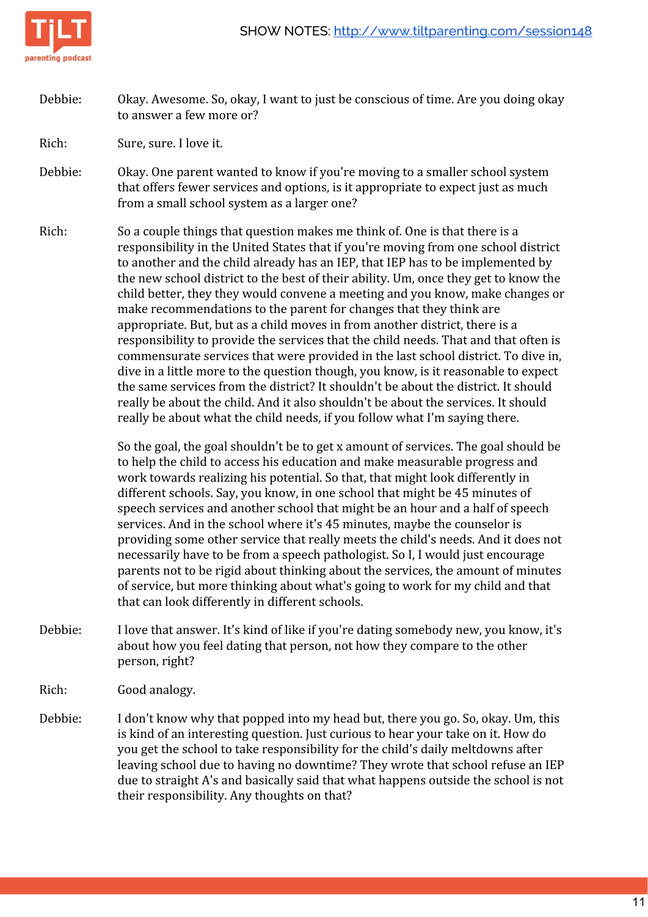Debbie: Okay. Awesome. So, okay, I want to just be conscious of time. Are you doing okay to answer a few more or?

Rich: Sure, sure. I love it.

Debbie: Okay. One parent wanted to know if you're moving to a smaller school system that offers fewer services and options, is it appropriate to expect just as much from a small school system as a larger one?

Rich: So a couple things that question makes me think of. One is that there is a responsibility in the United States that if you're moving from one school district to another and the child already has an IEP, that IEP has to be implemented by the new school district to the best of their ability. Um, once they get to know the child better, they they would convene a meeting and you know, make changes or make recommendations to the parent for changes that they think are appropriate. But, but as a child moves in from another district, there is a responsibility to provide the services that the child needs. That and that often is commensurate services that were provided in the last school district. To dive in, dive in a little more to the question though, you know, is it reasonable to expect the same services from the district? It shouldn't be about the district. It should really be about the child. And it also shouldn't be about the services. It should really be about what the child needs, if you follow what I'm saying there.

So the goal, the goal shouldn't be to get x amount of services. The goal should be to help the child to access his education and make measurable progress and work towards realizing his potential. So that, that might look differently in different schools. Say, you know, in one school that might be 45 minutes of speech services and another school that might be an hour and a half of speech services. And in the school where it's 45 minutes, maybe the counselor is providing some other service that really meets the child's needs. And it does not necessarily have to be from a speech pathologist. So I, I would just encourage parents not to be rigid about thinking about the services, the amount of minutes of service, but more thinking about what's going to work for my child and that that can look differently in different schools.

Debbie: I love that answer. It's kind of like if you're dating somebody new, you know, it's about how you feel dating that person, not how they compare to the other person, right?

Rich: Good analogy.

Debbie: I don't know why that popped into my head but, there you go. So, okay. Um, this is kind of an interesting question. Just curious to hear your take on it. How do you get the school to take responsibility for the child's daily meltdowns after leaving school due to having no downtime? They wrote that school refuse an IEP due to straight A's and basically said that what happens outside the school is not their responsibility. Any thoughts on that?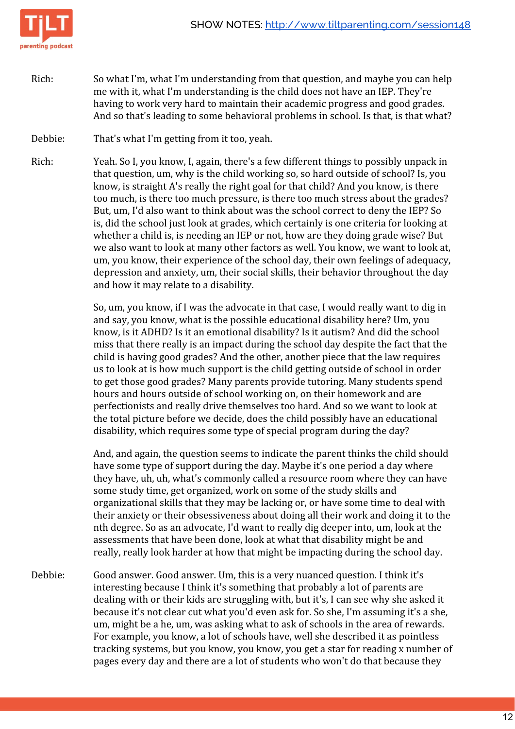Rich: So what I'm, what I'm understanding from that question, and maybe you can help me with it, what I'm understanding is the child does not have an IEP. They're having to work very hard to maintain their academic progress and good grades. And so that's leading to some behavioral problems in school. Is that, is that what?

Debbie: That's what I'm getting from it too, yeah.

Rich: Yeah. So I, you know, I, again, there's a few different things to possibly unpack in that question, um, why is the child working so, so hard outside of school? Is, you know, is straight A's really the right goal for that child? And you know, is there too much, is there too much pressure, is there too much stress about the grades? But, um, I'd also want to think about was the school correct to deny the IEP? So is, did the school just look at grades, which certainly is one criteria for looking at whether a child is, is needing an IEP or not, how are they doing grade wise? But we also want to look at many other factors as well. You know, we want to look at, um, you know, their experience of the school day, their own feelings of adequacy, depression and anxiety, um, their social skills, their behavior throughout the day and how it may relate to a disability.

So, um, you know, if I was the advocate in that case, I would really want to dig in and say, you know, what is the possible educational disability here? Um, you know, is it ADHD? Is it an emotional disability? Is it autism? And did the school miss that there really is an impact during the school day despite the fact that the child is having good grades? And the other, another piece that the law requires us to look at is how much support is the child getting outside of school in order to get those good grades? Many parents provide tutoring. Many students spend hours and hours outside of school working on, on their homework and are perfectionists and really drive themselves too hard. And so we want to look at the total picture before we decide, does the child possibly have an educational disability, which requires some type of special program during the day?

And, and again, the question seems to indicate the parent thinks the child should have some type of support during the day. Maybe it's one period a day where they have, uh, uh, what's commonly called a resource room where they can have some study time, get organized, work on some of the study skills and organizational skills that they may be lacking or, or have some time to deal with their anxiety or their obsessiveness about doing all their work and doing it to the nth degree. So as an advocate, I'd want to really dig deeper into, um, look at the assessments that have been done, look at what that disability might be and really, really look harder at how that might be impacting during the school day.

Debbie: Good answer. Good answer. Um, this is a very nuanced question. I think it's interesting because I think it's something that probably a lot of parents are dealing with or their kids are struggling with, but it's, I can see why she asked it because it's not clear cut what you'd even ask for. So she, I'm assuming it's a she, um, might be a he, um, was asking what to ask of schools in the area of rewards. For example, you know, a lot of schools have, well she described it as pointless tracking systems, but you know, you know, you get a star for reading x number of pages every day and there are a lot of students who won't do that because they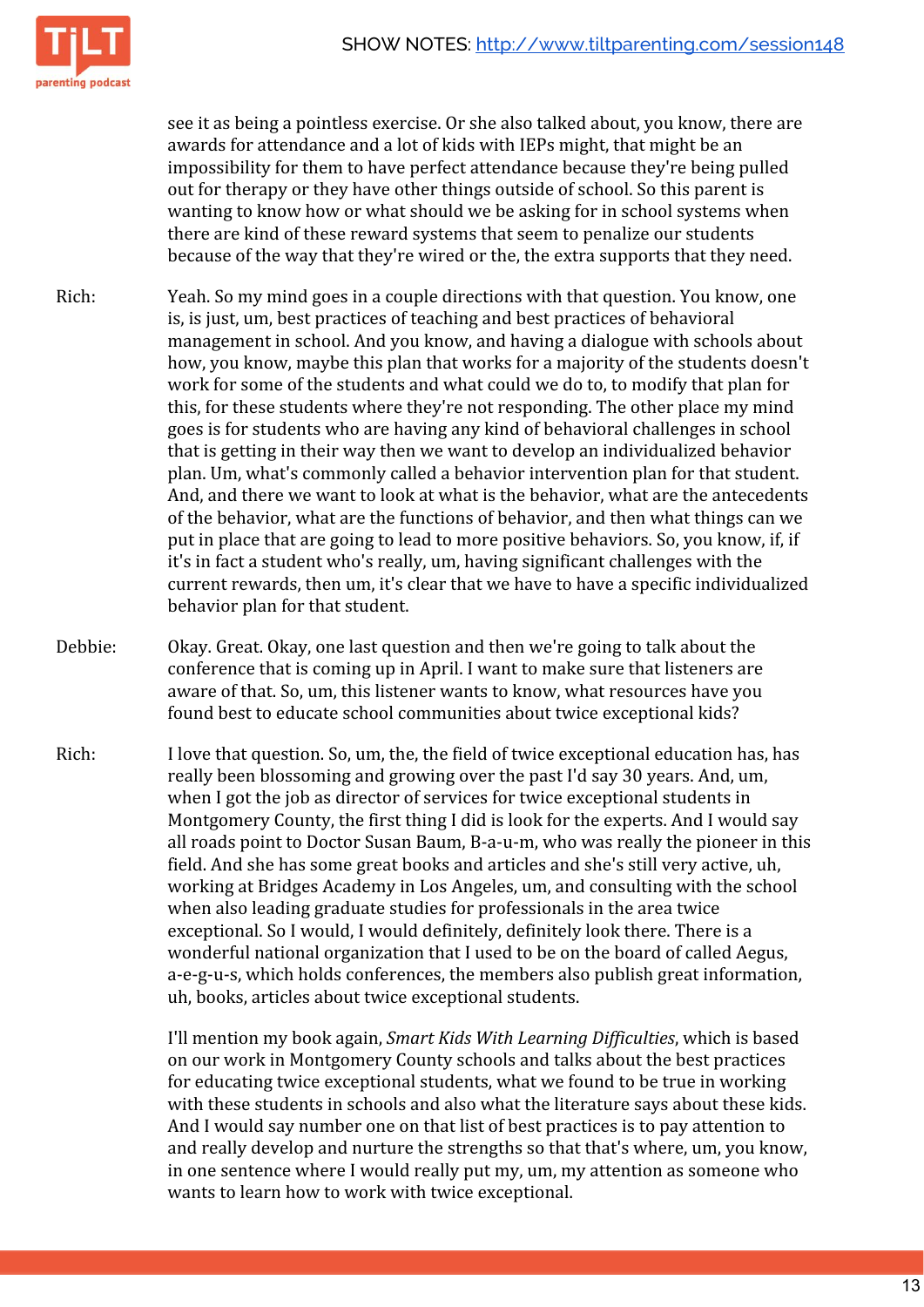see it as being a pointless exercise. Or she also talked about, you know, there are awards for attendance and a lot of kids with IEPs might, that might be an impossibility for them to have perfect attendance because they're being pulled out for therapy or they have other things outside of school. So this parent is wanting to know how or what should we be asking for in school systems when there are kind of these reward systems that seem to penalize our students because of the way that they're wired or the, the extra supports that they need.

Rich: Yeah. So my mind goes in a couple directions with that question. You know, one is, is just, um, best practices of teaching and best practices of behavioral management in school. And you know, and having a dialogue with schools about how, you know, maybe this plan that works for a majority of the students doesn't work for some of the students and what could we do to, to modify that plan for this, for these students where they're not responding. The other place my mind goes is for students who are having any kind of behavioral challenges in school that is getting in their way then we want to develop an individualized behavior plan. Um, what's commonly called a behavior intervention plan for that student. And, and there we want to look at what is the behavior, what are the antecedents of the behavior, what are the functions of behavior, and then what things can we put in place that are going to lead to more positive behaviors. So, you know, if, if it's in fact a student who's really, um, having significant challenges with the current rewards, then um, it's clear that we have to have a specific individualized behavior plan for that student.

Debbie: Okay. Great. Okay, one last question and then we're going to talk about the conference that is coming up in April. I want to make sure that listeners are aware of that. So, um, this listener wants to know, what resources have you found best to educate school communities about twice exceptional kids?

Rich: I love that question. So, um, the, the field of twice exceptional education has, has really been blossoming and growing over the past I'd say 30 years. And, um, when I got the job as director of services for twice exceptional students in Montgomery County, the first thing I did is look for the experts. And I would say all roads point to Doctor Susan Baum, B-a-u-m, who was really the pioneer in this field. And she has some great books and articles and she's still very active, uh, working at Bridges Academy in Los Angeles, um, and consulting with the school when also leading graduate studies for professionals in the area twice exceptional. So I would, I would definitely, definitely look there. There is a wonderful national organization that I used to be on the board of called Aegus, a-e-g-u-s, which holds conferences, the members also publish great information, uh, books, articles about twice exceptional students.

I'll mention my book again, *Smart Kids With Learning Difficulties*, which is based on our work in Montgomery County schools and talks about the best practices for educating twice exceptional students, what we found to be true in working with these students in schools and also what the literature says about these kids. And I would say number one on that list of best practices is to pay attention to and really develop and nurture the strengths so that that's where, um, you know, in one sentence where I would really put my, um, my attention as someone who wants to learn how to work with twice exceptional.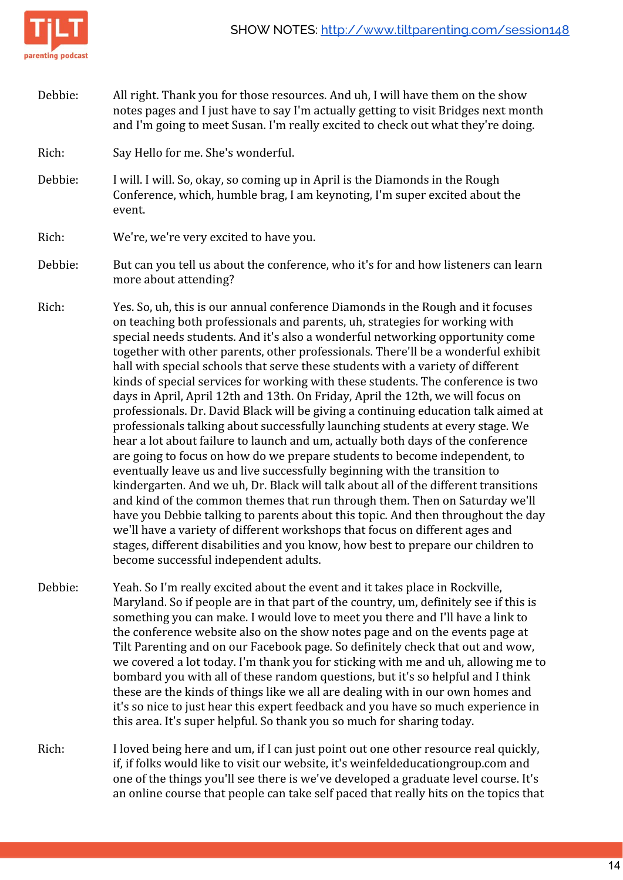Debbie: All right. Thank you for those resources. And uh, I will have them on the show notes pages and I just have to say I'm actually getting to visit Bridges next month and I'm going to meet Susan. I'm really excited to check out what they're doing.

Rich: Say Hello for me. She's wonderful.

Debbie: I will. I will. So, okay, so coming up in April is the Diamonds in the Rough Conference, which, humble brag, I am keynoting, I'm super excited about the event.

Rich: We're, we're very excited to have you.

Debbie: But can you tell us about the conference, who it's for and how listeners can learn more about attending?

Rich: Yes. So, uh, this is our annual conference Diamonds in the Rough and it focuses on teaching both professionals and parents, uh, strategies for working with special needs students. And it's also a wonderful networking opportunity come together with other parents, other professionals. There'll be a wonderful exhibit hall with special schools that serve these students with a variety of different kinds of special services for working with these students. The conference is two days in April, April 12th and 13th. On Friday, April the 12th, we will focus on professionals. Dr. David Black will be giving a continuing education talk aimed at professionals talking about successfully launching students at every stage. We hear a lot about failure to launch and um, actually both days of the conference are going to focus on how do we prepare students to become independent, to eventually leave us and live successfully beginning with the transition to kindergarten. And we uh, Dr. Black will talk about all of the different transitions and kind of the common themes that run through them. Then on Saturday we'll have you Debbie talking to parents about this topic. And then throughout the day we'll have a variety of different workshops that focus on different ages and stages, different disabilities and you know, how best to prepare our children to become successful independent adults.

Debbie: Yeah. So I'm really excited about the event and it takes place in Rockville, Maryland. So if people are in that part of the country, um, definitely see if this is something you can make. I would love to meet you there and I'll have a link to the conference website also on the show notes page and on the events page at Tilt Parenting and on our Facebook page. So definitely check that out and wow, we covered a lot today. I'm thank you for sticking with me and uh, allowing me to bombard you with all of these random questions, but it's so helpful and I think these are the kinds of things like we all are dealing with in our own homes and it's so nice to just hear this expert feedback and you have so much experience in this area. It's super helpful. So thank you so much for sharing today.

Rich: I loved being here and um, if I can just point out one other resource real quickly, if, if folks would like to visit our website, it's weinfeldeducationgroup.com and one of the things you'll see there is we've developed a graduate level course. It's an online course that people can take self paced that really hits on the topics that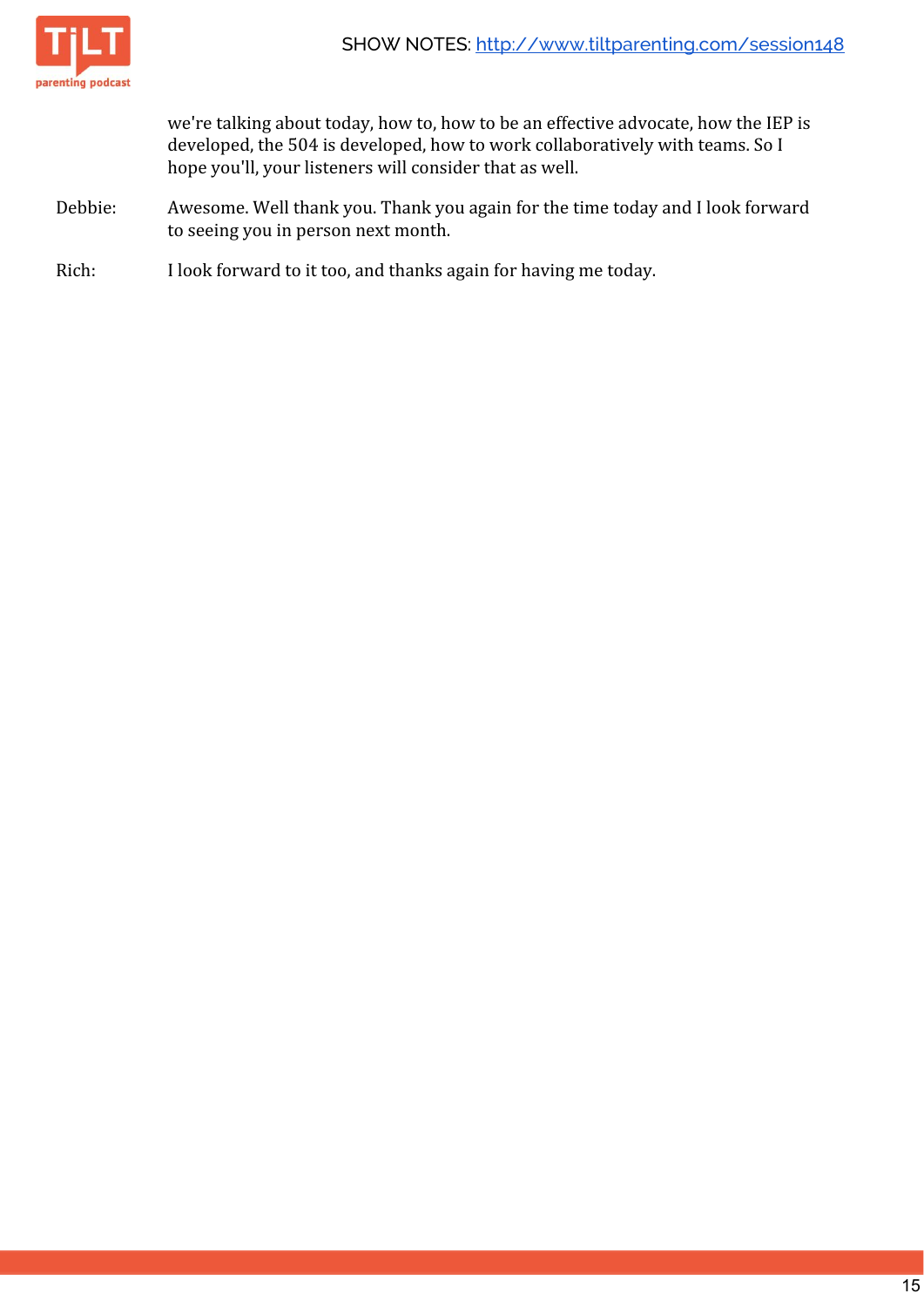we're talking about today, how to, how to be an effective advocate, how the IEP is developed, the 504 is developed, how to work collaboratively with teams. So I hope you'll, your listeners will consider that as well.

Debbie: Awesome. Well thank you. Thank you again for the time today and I look forward to seeing you in person next month.

Rich: I look forward to it too, and thanks again for having me today.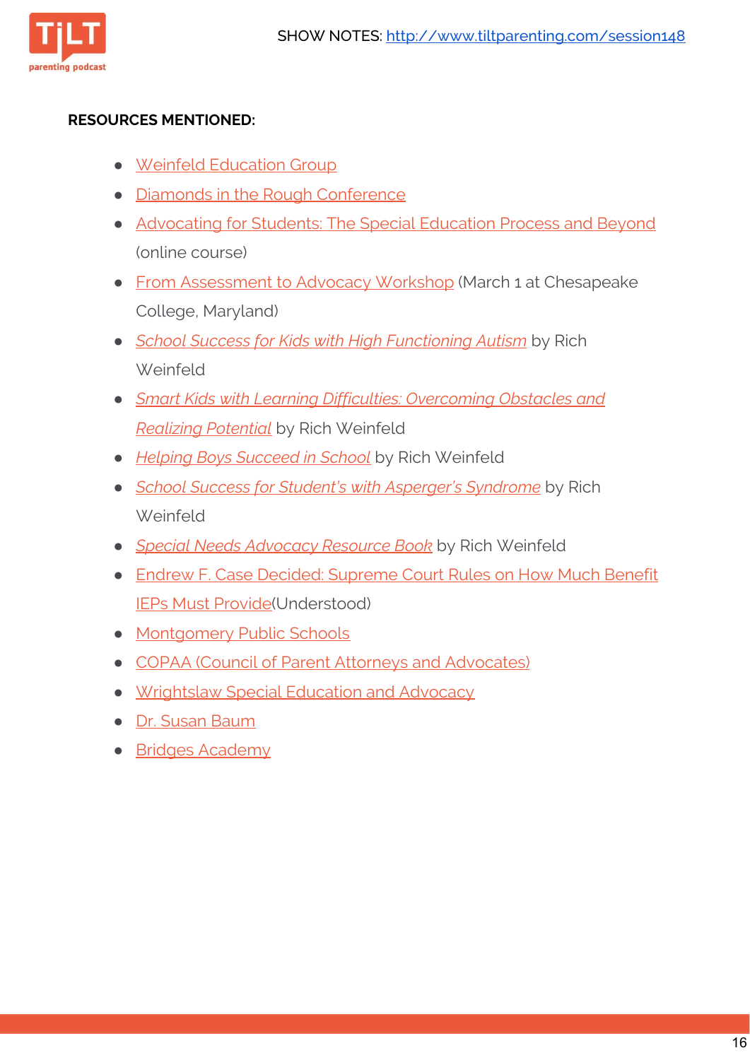**RESOURCES MENTIONED:**

- Weinfeld Education Group
- Diamonds in the Rough Conference
- Advocating for Students: The Special Education Process and Beyond (online course)
- From Assessment to Advocacy Workshop (March 1 at Chesapeake College, Maryland)
- *School Success for Kids with High Functioning Autism* by Rich Weinfeld
- *Smart Kids with Learning Difficulties: Overcoming Obstacles and Realizing Potential* by Rich Weinfeld
- *Helping Boys Succeed in School* by Rich Weinfeld
- *School Success for Student's with Asperger's Syndrome* by Rich Weinfeld
- *Special Needs Advocacy Resource Book* by Rich Weinfeld
- Endrew F. Case Decided: Supreme Court Rules on How Much Benefit IEPs Must Provide(Understood)
- Montgomery Public Schools
- COPAA (Council of Parent Attorneys and Advocates)
- Wrightslaw Special Education and Advocacy
- Dr. Susan Baum
- Bridges Academy